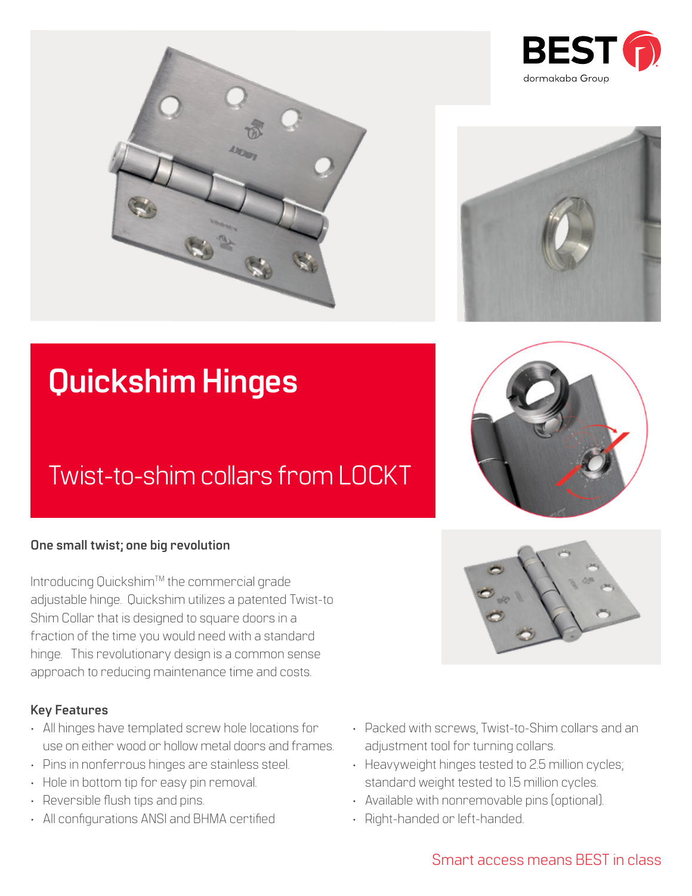BEST dormakaba Group

# Quickshim Hinges

## Twist-to-shim collars from LOCKT

### One small twist; one big revolution

Introducing Quickshim™ the commercial grade adjustable hinge. Quickshim utilizes a patented Twist-to Shim Collar that is designed to square doors in a fraction of the time you would need with a standard hinge. This revolutionary design is a common sense approach to reducing maintenance time and costs.

### Key Features

- All hinges have templated screw hole locations for use on either wood or hollow metal doors and frames.
- Pins in nonferrous hinges are stainless steel.
- Hole in bottom tip for easy pin removal.
- Reversible flush tips and pins.
- All configurations ANSI and BHMA certified
- Packed with screws, Twist-to-Shim collars and an adjustment tool for turning collars.
- Heavyweight hinges tested to 2.5 million cycles; standard weight tested to 1.5 million cycles.
- Available with nonremovable pins (optional).
- Right-handed or left-handed.

Smart access means BEST in class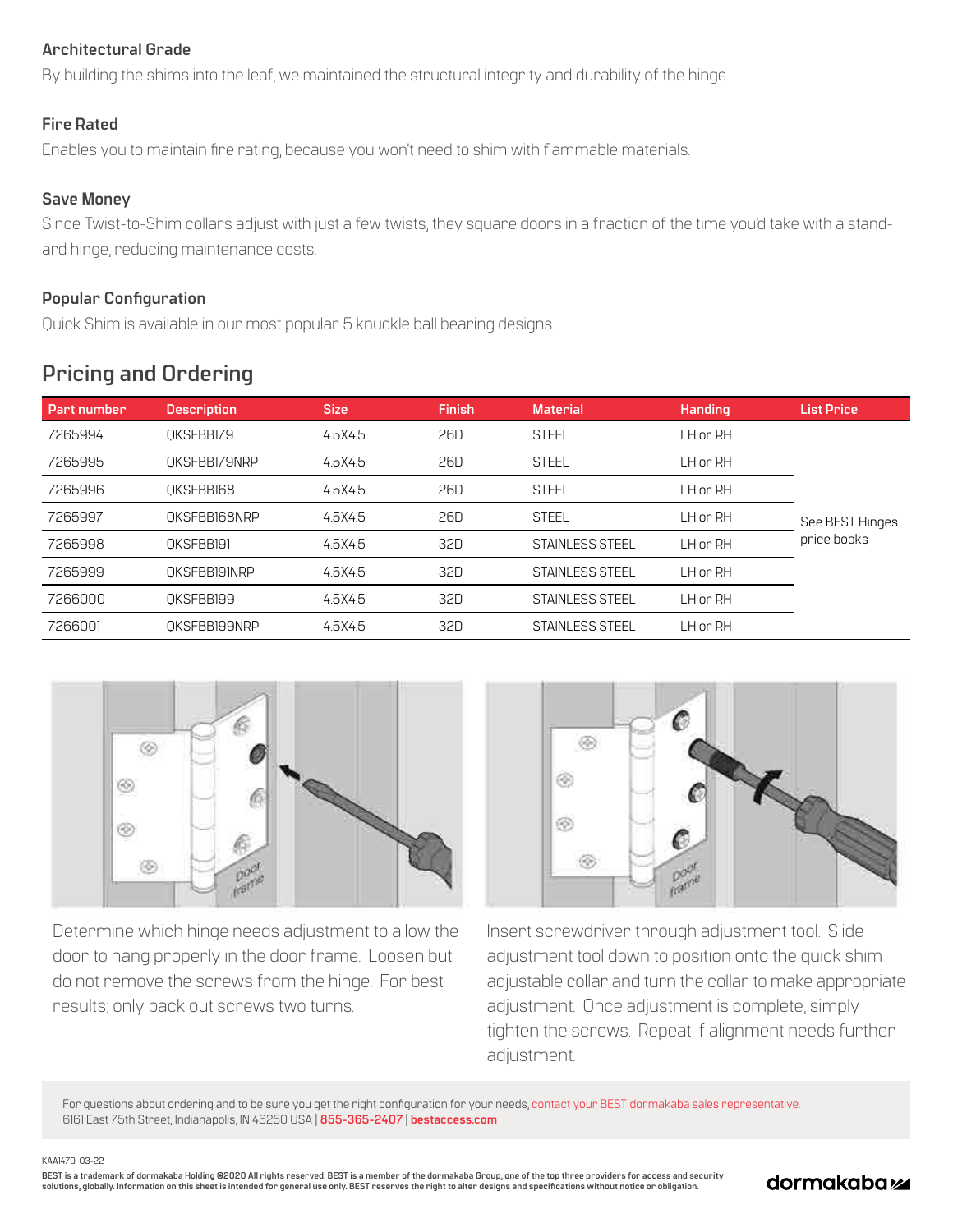### Architectural Grade

By building the shims into the leaf, we maintained the structural integrity and durability of the hinge.

### Fire Rated

Enables you to maintain fire rating, because you won't need to shim with flammable materials.

### Save Money

Since Twist-to-Shim collars adjust with just a few twists, they square doors in a fraction of the time you'd take with a standard hinge, reducing maintenance costs.

### Popular Configuration

Quick Shim is available in our most popular 5 knuckle ball bearing designs.

## Pricing and Ordering

| Part number | Description | Size | Finish | Material | Handing | List Price |
|---|---|---|---|---|---|---|
| 7265994 | QKSFBB179 | 4.5X4.5 | 26D | STEEL | LH or RH | See BEST Hinges price books |
| 7265995 | QKSFBB179NRP | 4.5X4.5 | 26D | STEEL | LH or RH | |
| 7265996 | QKSFBB168 | 4.5X4.5 | 26D | STEEL | LH or RH | |
| 7265997 | QKSFBB168NRP | 4.5X4.5 | 26D | STEEL | LH or RH | |
| 7265998 | QKSFBB191 | 4.5X4.5 | 32D | STAINLESS STEEL | LH or RH | |
| 7265999 | QKSFBB191NRP | 4.5X4.5 | 32D | STAINLESS STEEL | LH or RH | |
| 7266000 | QKSFBB199 | 4.5X4.5 | 32D | STAINLESS STEEL | LH or RH | |
| 7266001 | QKSFBB199NRP | 4.5X4.5 | 32D | STAINLESS STEEL | LH or RH | |

Door frame

Determine which hinge needs adjustment to allow the door to hang properly in the door frame. Loosen but do not remove the screws from the hinge. For best results; only back out screws two turns.

Door frame

Insert screwdriver through adjustment tool. Slide adjustment tool down to position onto the quick shim adjustable collar and turn the collar to make appropriate adjustment. Once adjustment is complete, simply tighten the screws. Repeat if alignment needs further adjustment.

For questions about ordering and to be sure you get the right configuration for your needs, contact your BEST dormakaba sales representative.
6161 East 75th Street, Indianapolis, IN 46250 USA | 855-365-2407 | bestaccess.com

KAA1479 03-22

BEST is a trademark of dormakaba Holding ©2020 All rights reserved. BEST is a member of the dormakaba Group, one of the top three providers for access and security solutions, globally. Information on this sheet is intended for general use only. BEST reserves the right to alter designs and specifications without notice or obligation.

dormakaba